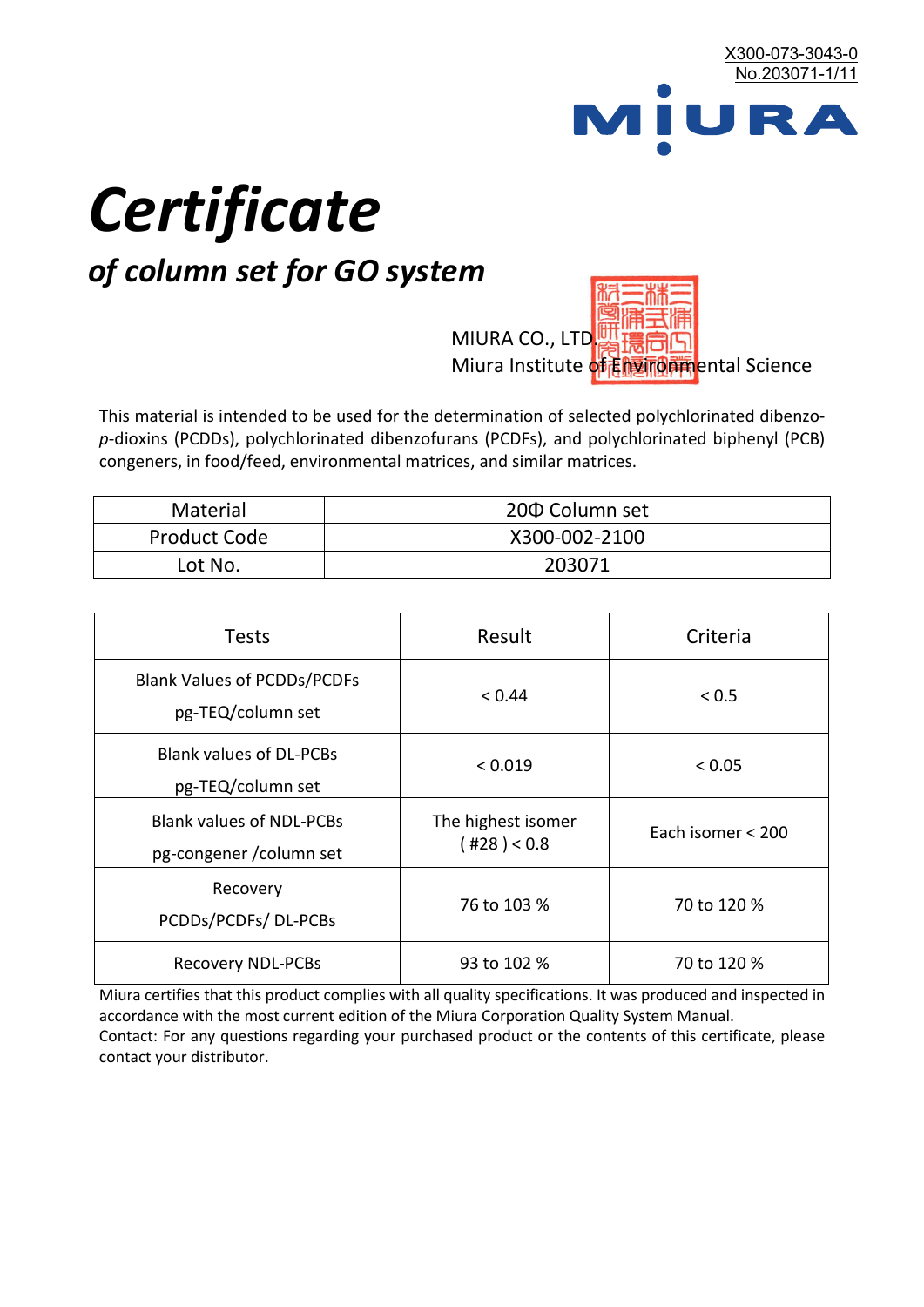X300-073-3043-0
No.203071-1/11

MIURA

# *Certificate*

## *of column set for GO system*

MIURA CO., LTD.
Miura Institute of Environmental Science

This material is intended to be used for the determination of selected polychlorinated dibenzo-*p*-dioxins (PCDDs), polychlorinated dibenzofurans (PCDFs), and polychlorinated biphenyl (PCB) congeners, in food/feed, environmental matrices, and similar matrices.

| Material | 20Φ Column set |
|---|---|
| Product Code | X300-002-2100 |
| Lot No. | 203071 |

| Tests | Result | Criteria |
|---|---|---|
| Blank Values of PCDDs/PCDFs pg-TEQ/column set | < 0.44 | < 0.5 |
| Blank values of DL-PCBs pg-TEQ/column set | < 0.019 | < 0.05 |
| Blank values of NDL-PCBs pg-congener /column set | The highest isomer ( #28 ) < 0.8 | Each isomer < 200 |
| Recovery PCDDs/PCDFs/ DL-PCBs | 76 to 103 % | 70 to 120 % |
| Recovery NDL-PCBs | 93 to 102 % | 70 to 120 % |

Miura certifies that this product complies with all quality specifications. It was produced and inspected in accordance with the most current edition of the Miura Corporation Quality System Manual.
Contact: For any questions regarding your purchased product or the contents of this certificate, please contact your distributor.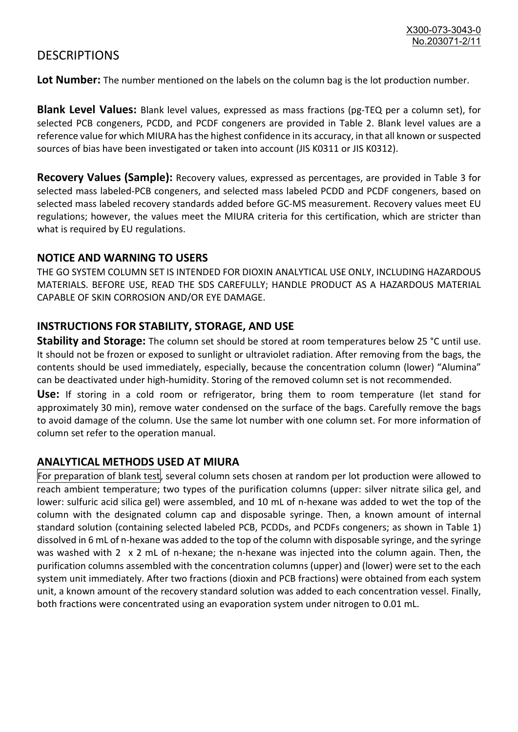# DESCRIPTIONS

**Lot Number:** The number mentioned on the labels on the column bag is the lot production number.

**Blank Level Values:** Blank level values, expressed as mass fractions (pg-TEQ per a column set), for selected PCB congeners, PCDD, and PCDF congeners are provided in Table 2. Blank level values are a reference value for which MIURA has the highest confidence in its accuracy, in that all known or suspected sources of bias have been investigated or taken into account (JIS K0311 or JIS K0312).

**Recovery Values (Sample):** Recovery values, expressed as percentages, are provided in Table 3 for selected mass labeled-PCB congeners, and selected mass labeled PCDD and PCDF congeners, based on selected mass labeled recovery standards added before GC-MS measurement. Recovery values meet EU regulations; however, the values meet the MIURA criteria for this certification, which are stricter than what is required by EU regulations.

## NOTICE AND WARNING TO USERS

THE GO SYSTEM COLUMN SET IS INTENDED FOR DIOXIN ANALYTICAL USE ONLY, INCLUDING HAZARDOUS MATERIALS. BEFORE USE, READ THE SDS CAREFULLY; HANDLE PRODUCT AS A HAZARDOUS MATERIAL CAPABLE OF SKIN CORROSION AND/OR EYE DAMAGE.

## INSTRUCTIONS FOR STABILITY, STORAGE, AND USE

**Stability and Storage:** The column set should be stored at room temperatures below 25 °C until use. It should not be frozen or exposed to sunlight or ultraviolet radiation. After removing from the bags, the contents should be used immediately, especially, because the concentration column (lower) "Alumina" can be deactivated under high-humidity. Storing of the removed column set is not recommended.

**Use:** If storing in a cold room or refrigerator, bring them to room temperature (let stand for approximately 30 min), remove water condensed on the surface of the bags. Carefully remove the bags to avoid damage of the column. Use the same lot number with one column set. For more information of column set refer to the operation manual.

## ANALYTICAL METHODS USED AT MIURA

For preparation of blank test, several column sets chosen at random per lot production were allowed to reach ambient temperature; two types of the purification columns (upper: silver nitrate silica gel, and lower: sulfuric acid silica gel) were assembled, and 10 mL of n-hexane was added to wet the top of the column with the designated column cap and disposable syringe. Then, a known amount of internal standard solution (containing selected labeled PCB, PCDDs, and PCDFs congeners; as shown in Table 1) dissolved in 6 mL of n-hexane was added to the top of the column with disposable syringe, and the syringe was washed with 2 x 2 mL of n-hexane; the n-hexane was injected into the column again. Then, the purification columns assembled with the concentration columns (upper) and (lower) were set to the each system unit immediately. After two fractions (dioxin and PCB fractions) were obtained from each system unit, a known amount of the recovery standard solution was added to each concentration vessel. Finally, both fractions were concentrated using an evaporation system under nitrogen to 0.01 mL.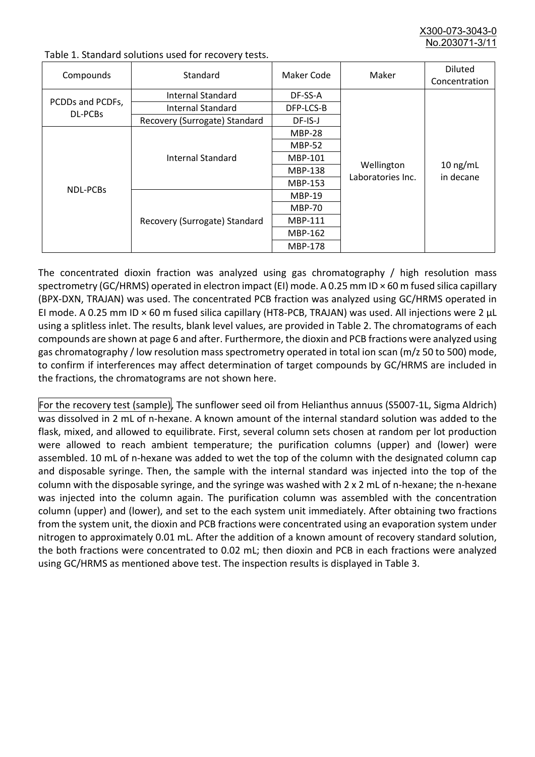Table 1. Standard solutions used for recovery tests.

| Compounds | Standard | Maker Code | Maker | Diluted Concentration |
|---|---|---|---|---|
| PCDDs and PCDFs, DL-PCBs | Internal Standard | DF-SS-A | Wellington Laboratories Inc. | 10 ng/mL in decane |
| | Internal Standard | DFP-LCS-B | | |
| | Recovery (Surrogate) Standard | DF-IS-J | | |
| NDL-PCBs | Internal Standard | MBP-28 | | |
| | | MBP-52 | | |
| | | MBP-101 | | |
| | | MBP-138 | | |
| | | MBP-153 | | |
| | Recovery (Surrogate) Standard | MBP-19 | | |
| | | MBP-70 | | |
| | | MBP-111 | | |
| | | MBP-162 | | |
| | | MBP-178 | | |

The concentrated dioxin fraction was analyzed using gas chromatography / high resolution mass spectrometry (GC/HRMS) operated in electron impact (EI) mode. A 0.25 mm ID × 60 m fused silica capillary (BPX-DXN, TRAJAN) was used. The concentrated PCB fraction was analyzed using GC/HRMS operated in EI mode. A 0.25 mm ID × 60 m fused silica capillary (HT8-PCB, TRAJAN) was used. All injections were 2 µL using a splitless inlet. The results, blank level values, are provided in Table 2. The chromatograms of each compounds are shown at page 6 and after. Furthermore, the dioxin and PCB fractions were analyzed using gas chromatography / low resolution mass spectrometry operated in total ion scan (m/z 50 to 500) mode, to confirm if interferences may affect determination of target compounds by GC/HRMS are included in the fractions, the chromatograms are not shown here.

For the recovery test (sample), The sunflower seed oil from Helianthus annuus (S5007-1L, Sigma Aldrich) was dissolved in 2 mL of n-hexane. A known amount of the internal standard solution was added to the flask, mixed, and allowed to equilibrate. First, several column sets chosen at random per lot production were allowed to reach ambient temperature; the purification columns (upper) and (lower) were assembled. 10 mL of n-hexane was added to wet the top of the column with the designated column cap and disposable syringe. Then, the sample with the internal standard was injected into the top of the column with the disposable syringe, and the syringe was washed with 2 x 2 mL of n-hexane; the n-hexane was injected into the column again. The purification column was assembled with the concentration column (upper) and (lower), and set to the each system unit immediately. After obtaining two fractions from the system unit, the dioxin and PCB fractions were concentrated using an evaporation system under nitrogen to approximately 0.01 mL. After the addition of a known amount of recovery standard solution, the both fractions were concentrated to 0.02 mL; then dioxin and PCB in each fractions were analyzed using GC/HRMS as mentioned above test. The inspection results is displayed in Table 3.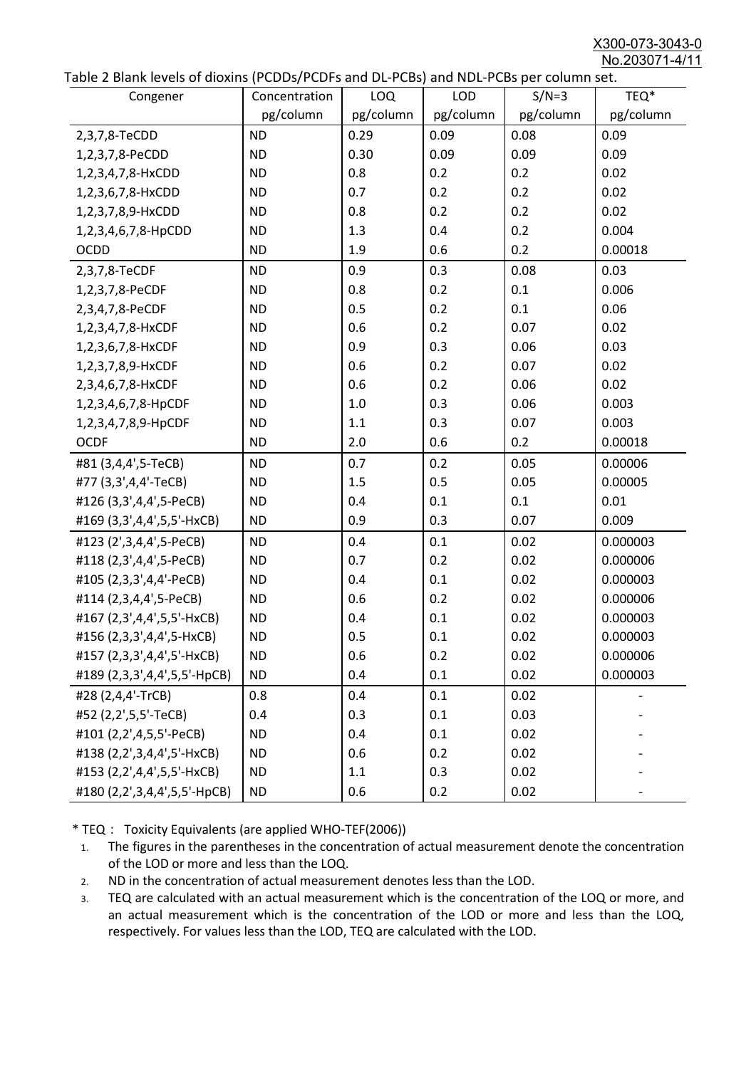Table 2 Blank levels of dioxins (PCDDs/PCDFs and DL-PCBs) and NDL-PCBs per column set.

| Congener | Concentration pg/column | LOQ pg/column | LOD pg/column | S/N=3 pg/column | TEQ* pg/column |
|---|---|---|---|---|---|
| 2,3,7,8-TeCDD | ND | 0.29 | 0.09 | 0.08 | 0.09 |
| 1,2,3,7,8-PeCDD | ND | 0.30 | 0.09 | 0.09 | 0.09 |
| 1,2,3,4,7,8-HxCDD | ND | 0.8 | 0.2 | 0.2 | 0.02 |
| 1,2,3,6,7,8-HxCDD | ND | 0.7 | 0.2 | 0.2 | 0.02 |
| 1,2,3,7,8,9-HxCDD | ND | 0.8 | 0.2 | 0.2 | 0.02 |
| 1,2,3,4,6,7,8-HpCDD | ND | 1.3 | 0.4 | 0.2 | 0.004 |
| OCDD | ND | 1.9 | 0.6 | 0.2 | 0.00018 |
| 2,3,7,8-TeCDF | ND | 0.9 | 0.3 | 0.08 | 0.03 |
| 1,2,3,7,8-PeCDF | ND | 0.8 | 0.2 | 0.1 | 0.006 |
| 2,3,4,7,8-PeCDF | ND | 0.5 | 0.2 | 0.1 | 0.06 |
| 1,2,3,4,7,8-HxCDF | ND | 0.6 | 0.2 | 0.07 | 0.02 |
| 1,2,3,6,7,8-HxCDF | ND | 0.9 | 0.3 | 0.06 | 0.03 |
| 1,2,3,7,8,9-HxCDF | ND | 0.6 | 0.2 | 0.07 | 0.02 |
| 2,3,4,6,7,8-HxCDF | ND | 0.6 | 0.2 | 0.06 | 0.02 |
| 1,2,3,4,6,7,8-HpCDF | ND | 1.0 | 0.3 | 0.06 | 0.003 |
| 1,2,3,4,7,8,9-HpCDF | ND | 1.1 | 0.3 | 0.07 | 0.003 |
| OCDF | ND | 2.0 | 0.6 | 0.2 | 0.00018 |
| #81 (3,4,4',5-TeCB) | ND | 0.7 | 0.2 | 0.05 | 0.00006 |
| #77 (3,3',4,4'-TeCB) | ND | 1.5 | 0.5 | 0.05 | 0.00005 |
| #126 (3,3',4,4',5-PeCB) | ND | 0.4 | 0.1 | 0.1 | 0.01 |
| #169 (3,3',4,4',5,5'-HxCB) | ND | 0.9 | 0.3 | 0.07 | 0.009 |
| #123 (2',3,4,4',5-PeCB) | ND | 0.4 | 0.1 | 0.02 | 0.000003 |
| #118 (2,3',4,4',5-PeCB) | ND | 0.7 | 0.2 | 0.02 | 0.000006 |
| #105 (2,3,3',4,4'-PeCB) | ND | 0.4 | 0.1 | 0.02 | 0.000003 |
| #114 (2,3,4,4',5-PeCB) | ND | 0.6 | 0.2 | 0.02 | 0.000006 |
| #167 (2,3',4,4',5,5'-HxCB) | ND | 0.4 | 0.1 | 0.02 | 0.000003 |
| #156 (2,3,3',4,4',5-HxCB) | ND | 0.5 | 0.1 | 0.02 | 0.000003 |
| #157 (2,3,3',4,4',5'-HxCB) | ND | 0.6 | 0.2 | 0.02 | 0.000006 |
| #189 (2,3,3',4,4',5,5'-HpCB) | ND | 0.4 | 0.1 | 0.02 | 0.000003 |
| #28 (2,4,4'-TrCB) | 0.8 | 0.4 | 0.1 | 0.02 | - |
| #52 (2,2',5,5'-TeCB) | 0.4 | 0.3 | 0.1 | 0.03 | - |
| #101 (2,2',4,5,5'-PeCB) | ND | 0.4 | 0.1 | 0.02 | - |
| #138 (2,2',3,4,4',5'-HxCB) | ND | 0.6 | 0.2 | 0.02 | - |
| #153 (2,2',4,4',5,5'-HxCB) | ND | 1.1 | 0.3 | 0.02 | - |
| #180 (2,2',3,4,4',5,5'-HpCB) | ND | 0.6 | 0.2 | 0.02 | - |

\* TEQ： Toxicity Equivalents (are applied WHO-TEF(2006))

1. The figures in the parentheses in the concentration of actual measurement denote the concentration of the LOD or more and less than the LOQ.
2. ND in the concentration of actual measurement denotes less than the LOD.
3. TEQ are calculated with an actual measurement which is the concentration of the LOQ or more, and an actual measurement which is the concentration of the LOD or more and less than the LOQ, respectively. For values less than the LOD, TEQ are calculated with the LOD.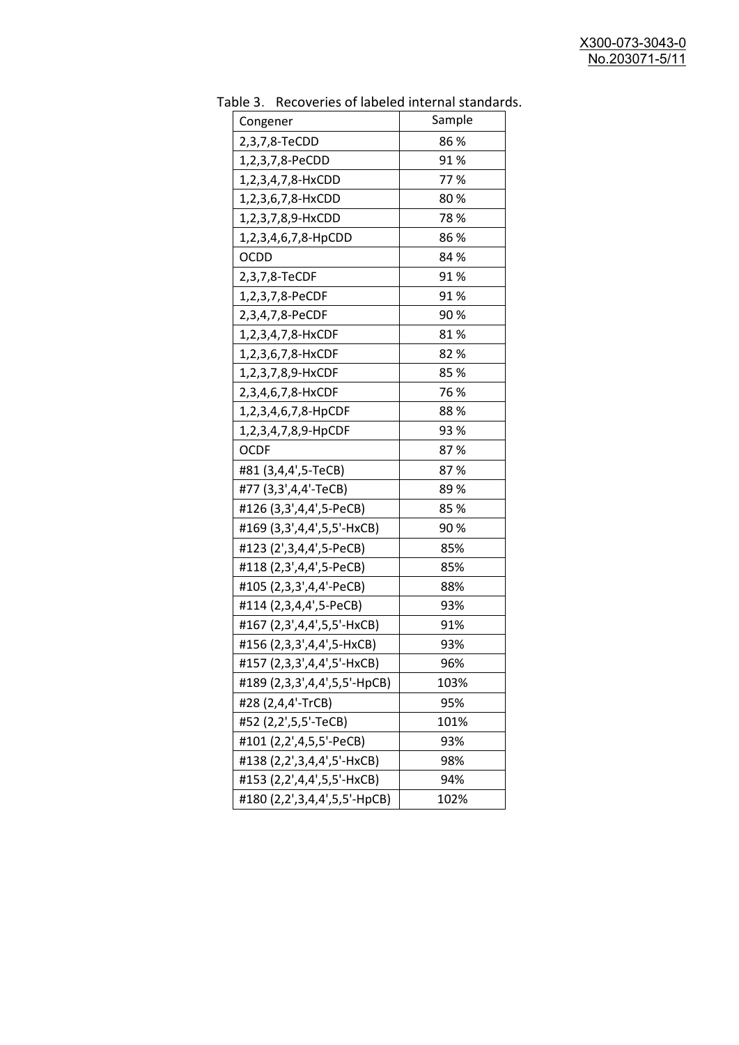Table 3. Recoveries of labeled internal standards.

| Congener | Sample |
|---|---|
| 2,3,7,8-TeCDD | 86 % |
| 1,2,3,7,8-PeCDD | 91 % |
| 1,2,3,4,7,8-HxCDD | 77 % |
| 1,2,3,6,7,8-HxCDD | 80 % |
| 1,2,3,7,8,9-HxCDD | 78 % |
| 1,2,3,4,6,7,8-HpCDD | 86 % |
| OCDD | 84 % |
| 2,3,7,8-TeCDF | 91 % |
| 1,2,3,7,8-PeCDF | 91 % |
| 2,3,4,7,8-PeCDF | 90 % |
| 1,2,3,4,7,8-HxCDF | 81 % |
| 1,2,3,6,7,8-HxCDF | 82 % |
| 1,2,3,7,8,9-HxCDF | 85 % |
| 2,3,4,6,7,8-HxCDF | 76 % |
| 1,2,3,4,6,7,8-HpCDF | 88 % |
| 1,2,3,4,7,8,9-HpCDF | 93 % |
| OCDF | 87 % |
| #81 (3,4,4',5-TeCB) | 87 % |
| #77 (3,3',4,4'-TeCB) | 89 % |
| #126 (3,3',4,4',5-PeCB) | 85 % |
| #169 (3,3',4,4',5,5'-HxCB) | 90 % |
| #123 (2',3,4,4',5-PeCB) | 85% |
| #118 (2,3',4,4',5-PeCB) | 85% |
| #105 (2,3,3',4,4'-PeCB) | 88% |
| #114 (2,3,4,4',5-PeCB) | 93% |
| #167 (2,3',4,4',5,5'-HxCB) | 91% |
| #156 (2,3,3',4,4',5-HxCB) | 93% |
| #157 (2,3,3',4,4',5'-HxCB) | 96% |
| #189 (2,3,3',4,4',5,5'-HpCB) | 103% |
| #28 (2,4,4'-TrCB) | 95% |
| #52 (2,2',5,5'-TeCB) | 101% |
| #101 (2,2',4,5,5'-PeCB) | 93% |
| #138 (2,2',3,4,4',5'-HxCB) | 98% |
| #153 (2,2',4,4',5,5'-HxCB) | 94% |
| #180 (2,2',3,4,4',5,5'-HpCB) | 102% |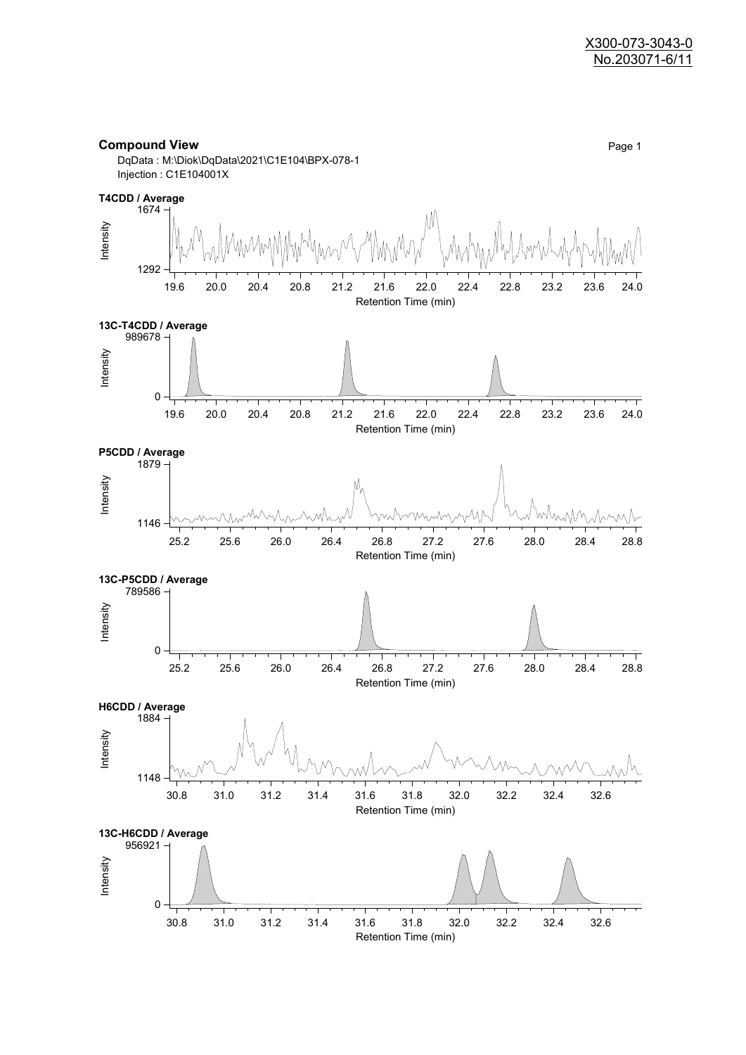X300-073-3043-0
No.203071-6/11

**Compound View**

DqData : M:\Diok\DqData\2021\C1E104\BPX-078-1
Injection : C1E104001X

**T4CDD / Average**

Intensity: 1292 – 1674
Retention Time (min): 19.6 – 24.0

**13C-T4CDD / Average**

Intensity: 0 – 989678
Retention Time (min): 19.6 – 24.0

**P5CDD / Average**

Intensity: 1146 – 1879
Retention Time (min): 25.2 – 28.8

**13C-P5CDD / Average**

Intensity: 0 – 789586
Retention Time (min): 25.2 – 28.8

**H6CDD / Average**

Intensity: 1148 – 1884
Retention Time (min): 30.8 – 32.6

**13C-H6CDD / Average**

Intensity: 0 – 956921
Retention Time (min): 30.8 – 32.6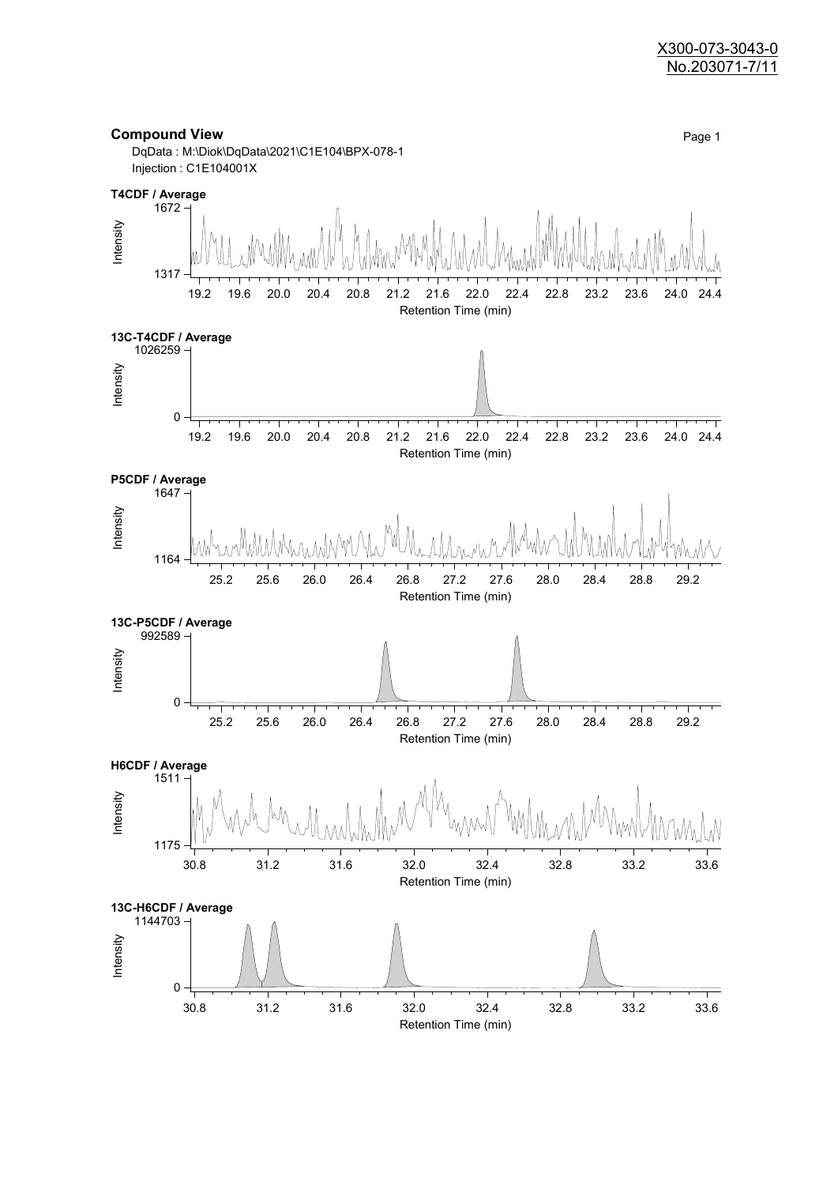## Compound View

DqData : M:\Diok\DqData\2021\C1E104\BPX-078-1

Injection : C1E104001X

**T4CDF / Average**

Intensity: 1317 – 1672

Retention Time (min): 19.2 – 24.4

**13C-T4CDF / Average**

Intensity: 0 – 1026259

Retention Time (min): 19.2 – 24.4

**P5CDF / Average**

Intensity: 1164 – 1647

Retention Time (min): 25.2 – 29.2

**13C-P5CDF / Average**

Intensity: 0 – 992589

Retention Time (min): 25.2 – 29.2

**H6CDF / Average**

Intensity: 1175 – 1511

Retention Time (min): 30.8 – 33.6

**13C-H6CDF / Average**

Intensity: 0 – 1144703

Retention Time (min): 30.8 – 33.6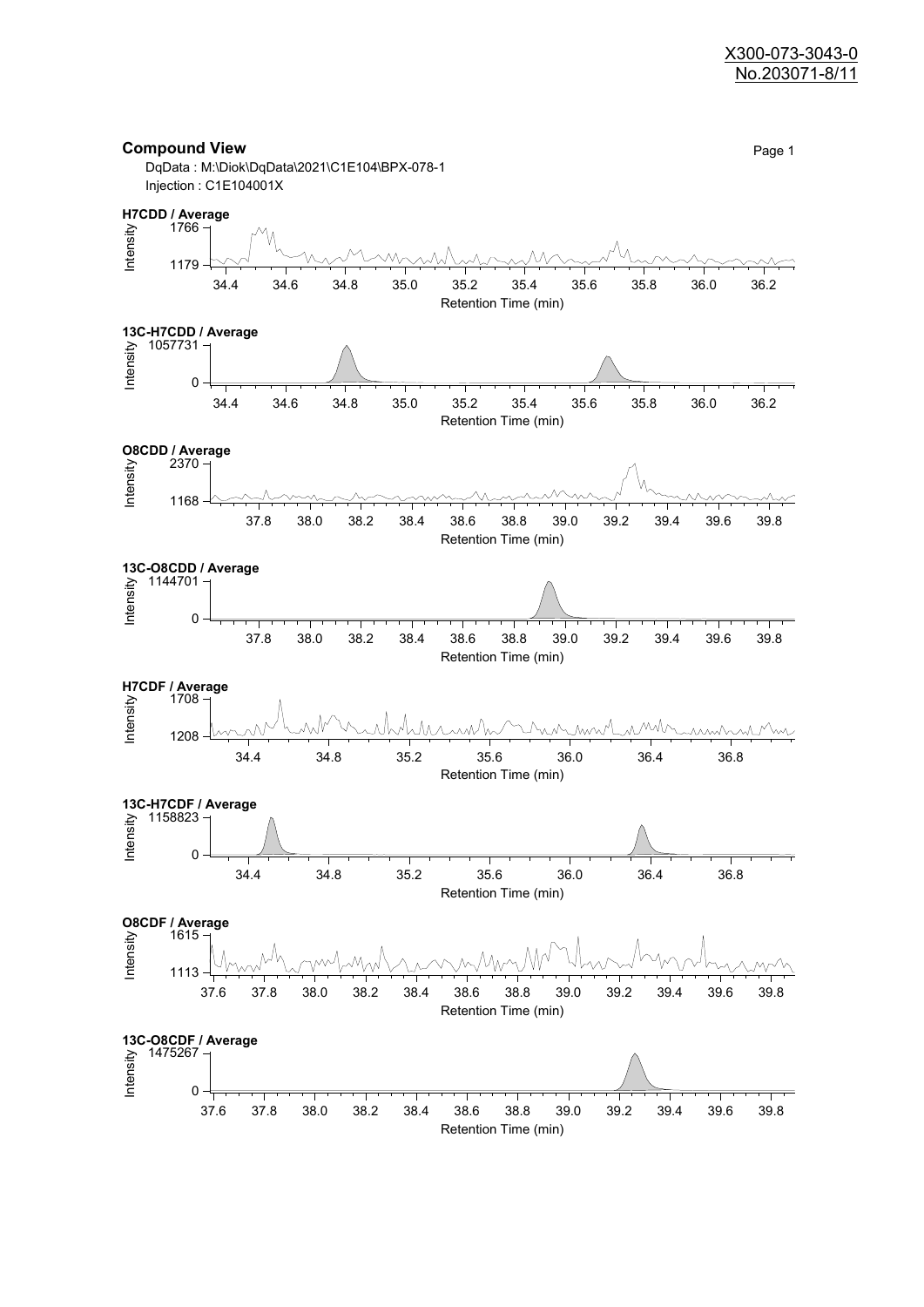X300-073-3043-0
No.203071-8/11

## Compound View

DqData : M:\Diok\DqData\2021\C1E104\BPX-078-1
Injection : C1E104001X

**H7CDD / Average**

Intensity: 1179 – 1766
Retention Time (min): 34.4 – 36.2

**13C-H7CDD / Average**

Intensity: 0 – 1057731
Retention Time (min): 34.4 – 36.2

**O8CDD / Average**

Intensity: 1168 – 2370
Retention Time (min): 37.8 – 39.8

**13C-O8CDD / Average**

Intensity: 0 – 1144701
Retention Time (min): 37.8 – 39.8

**H7CDF / Average**

Intensity: 1208 – 1708
Retention Time (min): 34.4 – 36.8

**13C-H7CDF / Average**

Intensity: 0 – 1158823
Retention Time (min): 34.4 – 36.8

**O8CDF / Average**

Intensity: 1113 – 1615
Retention Time (min): 37.6 – 39.8

**13C-O8CDF / Average**

Intensity: 0 – 1475267
Retention Time (min): 37.6 – 39.8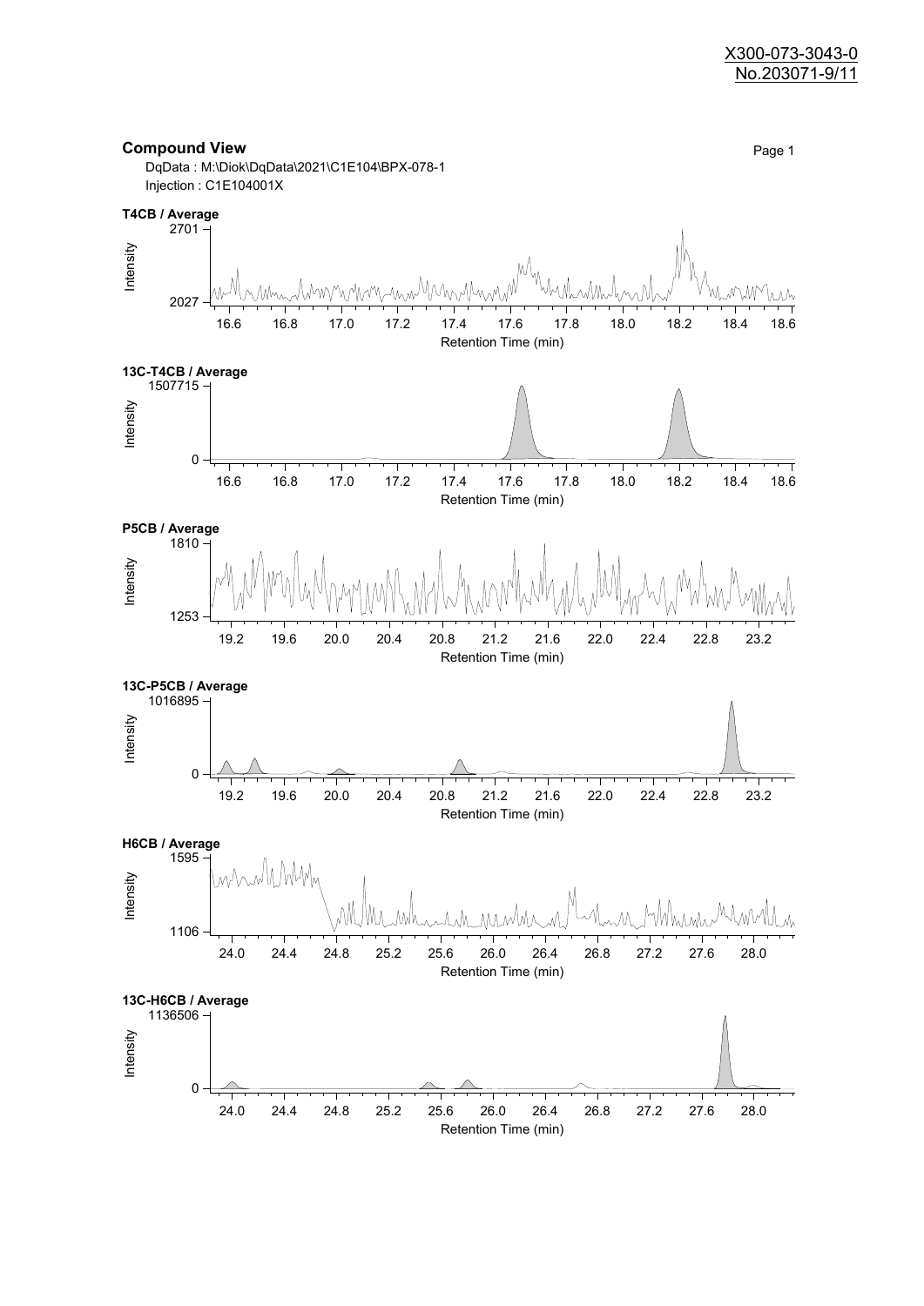X300-073-3043-0
No.203071-9/11

## Compound View

DqData : M:\Diok\DqData\2021\C1E104\BPX-078-1
Injection : C1E104001X

**T4CB / Average**

Intensity: 2027 – 2701
Retention Time (min): 16.6, 16.8, 17.0, 17.2, 17.4, 17.6, 17.8, 18.0, 18.2, 18.4, 18.6

**13C-T4CB / Average**

Intensity: 0 – 1507715
Retention Time (min): 16.6, 16.8, 17.0, 17.2, 17.4, 17.6, 17.8, 18.0, 18.2, 18.4, 18.6

**P5CB / Average**

Intensity: 1253 – 1810
Retention Time (min): 19.2, 19.6, 20.0, 20.4, 20.8, 21.2, 21.6, 22.0, 22.4, 22.8, 23.2

**13C-P5CB / Average**

Intensity: 0 – 1016895
Retention Time (min): 19.2, 19.6, 20.0, 20.4, 20.8, 21.2, 21.6, 22.0, 22.4, 22.8, 23.2

**H6CB / Average**

Intensity: 1106 – 1595
Retention Time (min): 24.0, 24.4, 24.8, 25.2, 25.6, 26.0, 26.4, 26.8, 27.2, 27.6, 28.0

**13C-H6CB / Average**

Intensity: 0 – 1136506
Retention Time (min): 24.0, 24.4, 24.8, 25.2, 25.6, 26.0, 26.4, 26.8, 27.2, 27.6, 28.0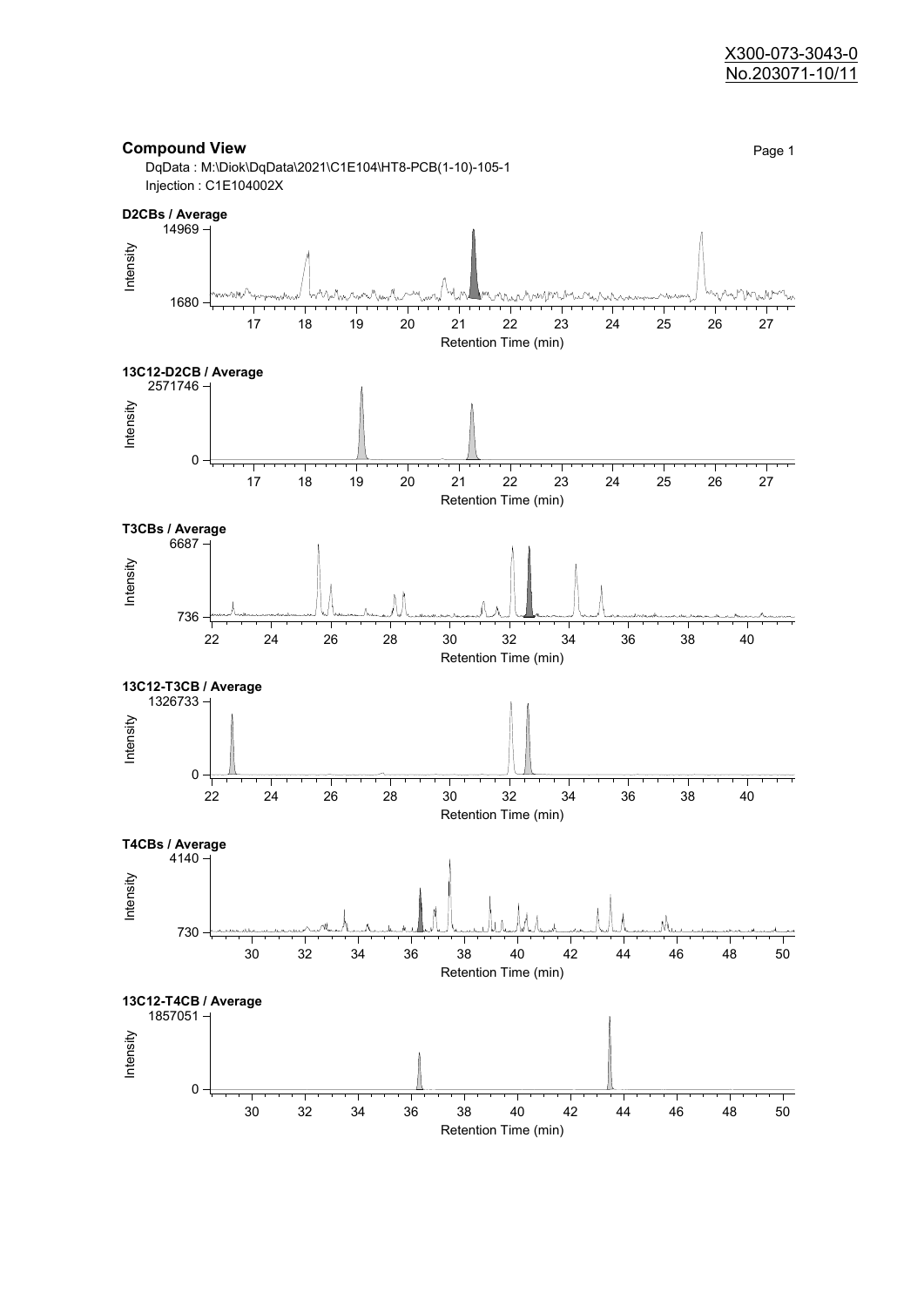X300-073-3043-0
No.203071-10/11

## Compound View

DqData : M:\Diok\DqData\2021\C1E104\HT8-PCB(1-10)-105-1
Injection : C1E104002X

**D2CBs / Average**

Intensity: 1680 – 14969
Retention Time (min): 17 18 19 20 21 22 23 24 25 26 27

**13C12-D2CB / Average**

Intensity: 0 – 2571746
Retention Time (min): 17 18 19 20 21 22 23 24 25 26 27

**T3CBs / Average**

Intensity: 736 – 6687
Retention Time (min): 22 24 26 28 30 32 34 36 38 40

**13C12-T3CB / Average**

Intensity: 0 – 1326733
Retention Time (min): 22 24 26 28 30 32 34 36 38 40

**T4CBs / Average**

Intensity: 730 – 4140
Retention Time (min): 30 32 34 36 38 40 42 44 46 48 50

**13C12-T4CB / Average**

Intensity: 0 – 1857051
Retention Time (min): 30 32 34 36 38 40 42 44 46 48 50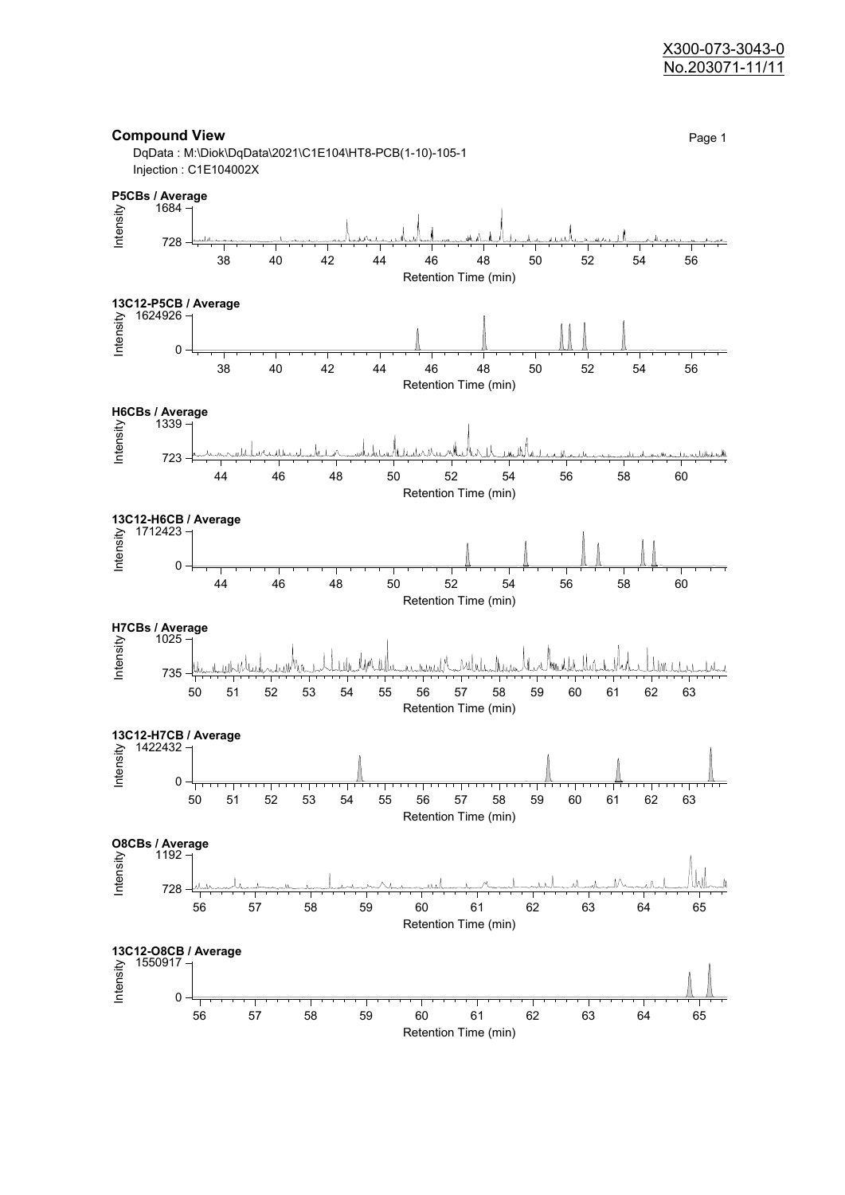X300-073-3043-0
No.203071-11/11

## Compound View

DqData : M:\Diok\DqData\2021\C1E104\HT8-PCB(1-10)-105-1
Injection : C1E104002X

Page 1

**P5CBs / Average**

Intensity
1684
728
38 40 42 44 46 48 50 52 54 56
Retention Time (min)

**13C12-P5CB / Average**

Intensity
1624926
0
38 40 42 44 46 48 50 52 54 56
Retention Time (min)

**H6CBs / Average**

Intensity
1339
723
44 46 48 50 52 54 56 58 60
Retention Time (min)

**13C12-H6CB / Average**

Intensity
1712423
0
44 46 48 50 52 54 56 58 60
Retention Time (min)

**H7CBs / Average**

Intensity
1025
735
50 51 52 53 54 55 56 57 58 59 60 61 62 63
Retention Time (min)

**13C12-H7CB / Average**

Intensity
1422432
0
50 51 52 53 54 55 56 57 58 59 60 61 62 63
Retention Time (min)

**O8CBs / Average**

Intensity
1192
728
56 57 58 59 60 61 62 63 64 65
Retention Time (min)

**13C12-O8CB / Average**

Intensity
1550917
0
56 57 58 59 60 61 62 63 64 65
Retention Time (min)